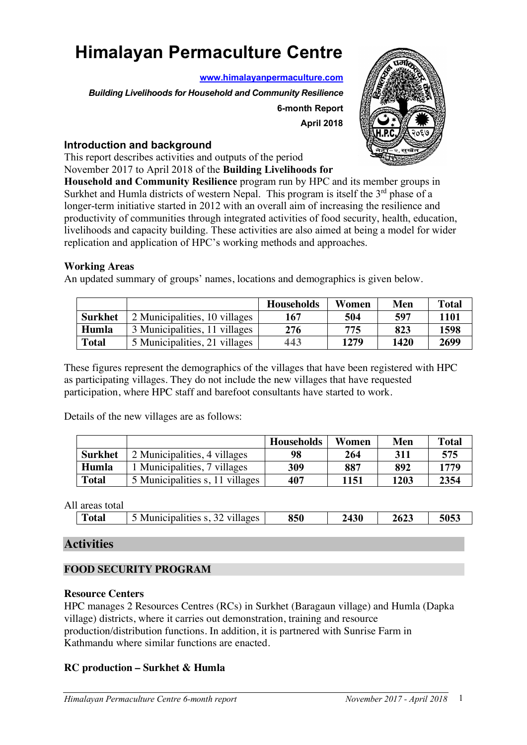# Himalayan Permaculture Centre

**www.himalayanpermaculture.com**

***Building Livelihoods for Household and Community Resilience***

**6-month Report**

**April 2018**

### Introduction and background

This report describes activities and outputs of the period November 2017 to April 2018 of the **Building Livelihoods for Household and Community Resilience** program run by HPC and its member groups in Surkhet and Humla districts of western Nepal. This program is itself the 3rd phase of a longer-term initiative started in 2012 with an overall aim of increasing the resilience and productivity of communities through integrated activities of food security, health, education, livelihoods and capacity building. These activities are also aimed at being a model for wider replication and application of HPC's working methods and approaches.

**Working Areas**

An updated summary of groups' names, locations and demographics is given below.

| | | Households | Women | Men | Total |
|---|---|---|---|---|---|
| **Surkhet** | 2 Municipalities, 10 villages | **167** | **504** | **597** | **1101** |
| **Humla** | 3 Municipalities, 11 villages | **276** | **775** | **823** | **1598** |
| **Total** | 5 Municipalities, 21 villages | **443** | **1279** | **1420** | **2699** |

These figures represent the demographics of the villages that have been registered with HPC as participating villages. They do not include the new villages that have requested participation, where HPC staff and barefoot consultants have started to work.

Details of the new villages are as follows:

| | | Households | Women | Men | Total |
|---|---|---|---|---|---|
| **Surkhet** | 2 Municipalities, 4 villages | **98** | **264** | **311** | **575** |
| **Humla** | 1 Municipalities, 7 villages | **309** | **887** | **892** | **1779** |
| **Total** | 5 Municipalities s, 11 villages | **407** | **1151** | **1203** | **2354** |

All areas total

| | | Households | Women | Men | Total |
|---|---|---|---|---|---|
| **Total** | 5 Municipalities s, 32 villages | **850** | **2430** | **2623** | **5053** |

## Activities

### FOOD SECURITY PROGRAM

**Resource Centers**

HPC manages 2 Resources Centres (RCs) in Surkhet (Baragaun village) and Humla (Dapka village) districts, where it carries out demonstration, training and resource production/distribution functions. In addition, it is partnered with Sunrise Farm in Kathmandu where similar functions are enacted.

**RC production – Surkhet & Humla**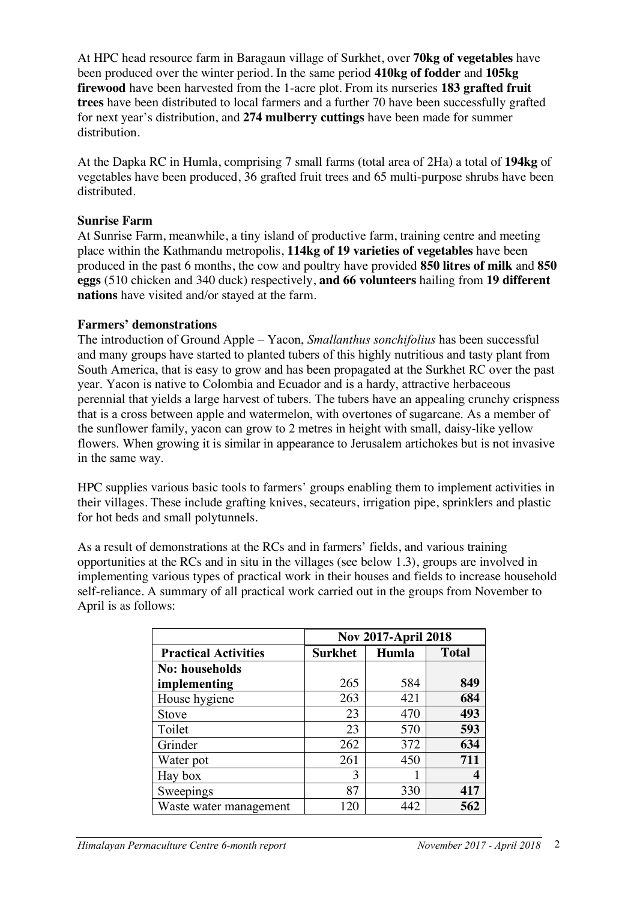At HPC head resource farm in Baragaun village of Surkhet, over **70kg of vegetables** have been produced over the winter period. In the same period **410kg of fodder** and **105kg firewood** have been harvested from the 1-acre plot. From its nurseries **183 grafted fruit trees** have been distributed to local farmers and a further 70 have been successfully grafted for next year's distribution, and **274 mulberry cuttings** have been made for summer distribution.

At the Dapka RC in Humla, comprising 7 small farms (total area of 2Ha) a total of **194kg** of vegetables have been produced, 36 grafted fruit trees and 65 multi-purpose shrubs have been distributed.

**Sunrise Farm**

At Sunrise Farm, meanwhile, a tiny island of productive farm, training centre and meeting place within the Kathmandu metropolis, **114kg of 19 varieties of vegetables** have been produced in the past 6 months, the cow and poultry have provided **850 litres of milk** and **850 eggs** (510 chicken and 340 duck) respectively, **and 66 volunteers** hailing from **19 different nations** have visited and/or stayed at the farm.

**Farmers' demonstrations**

The introduction of Ground Apple – Yacon, *Smallanthus sonchifolius* has been successful and many groups have started to planted tubers of this highly nutritious and tasty plant from South America, that is easy to grow and has been propagated at the Surkhet RC over the past year. Yacon is native to Colombia and Ecuador and is a hardy, attractive herbaceous perennial that yields a large harvest of tubers. The tubers have an appealing crunchy crispness that is a cross between apple and watermelon, with overtones of sugarcane. As a member of the sunflower family, yacon can grow to 2 metres in height with small, daisy-like yellow flowers. When growing it is similar in appearance to Jerusalem artichokes but is not invasive in the same way.

HPC supplies various basic tools to farmers' groups enabling them to implement activities in their villages. These include grafting knives, secateurs, irrigation pipe, sprinklers and plastic for hot beds and small polytunnels.

As a result of demonstrations at the RCs and in farmers' fields, and various training opportunities at the RCs and in situ in the villages (see below 1.3), groups are involved in implementing various types of practical work in their houses and fields to increase household self-reliance. A summary of all practical work carried out in the groups from November to April is as follows:

| | Nov 2017-April 2018 | | |
|---|---|---|---|
| **Practical Activities** | **Surkhet** | **Humla** | **Total** |
| **No: households implementing** | 265 | 584 | **849** |
| House hygiene | 263 | 421 | **684** |
| Stove | 23 | 470 | **493** |
| Toilet | 23 | 570 | **593** |
| Grinder | 262 | 372 | **634** |
| Water pot | 261 | 450 | **711** |
| Hay box | 3 | 1 | **4** |
| Sweepings | 87 | 330 | **417** |
| Waste water management | 120 | 442 | **562** |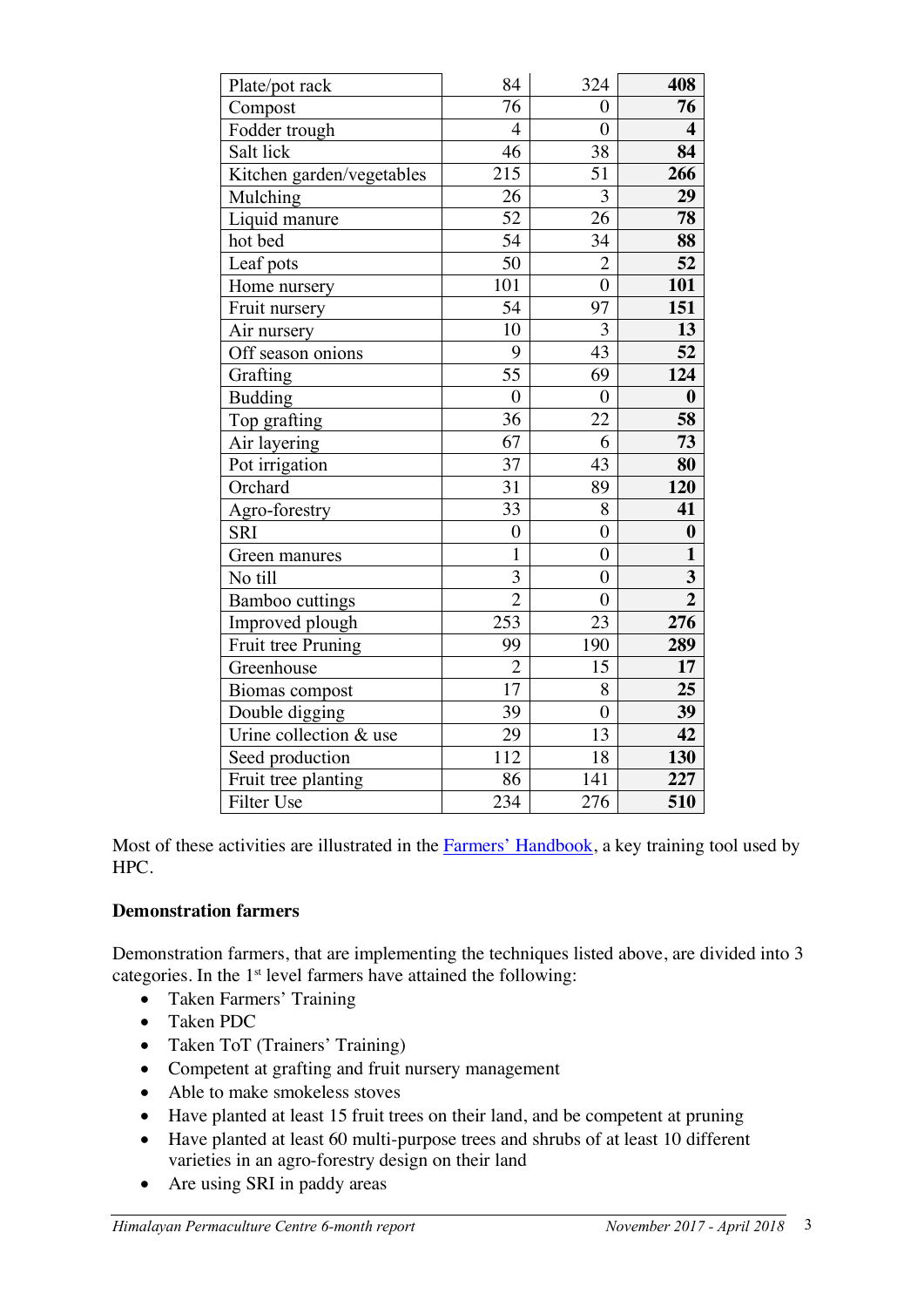| | | | |
|---|---|---|---|
| Plate/pot rack | 84 | 324 | **408** |
| Compost | 76 | 0 | **76** |
| Fodder trough | 4 | 0 | **4** |
| Salt lick | 46 | 38 | **84** |
| Kitchen garden/vegetables | 215 | 51 | **266** |
| Mulching | 26 | 3 | **29** |
| Liquid manure | 52 | 26 | **78** |
| hot bed | 54 | 34 | **88** |
| Leaf pots | 50 | 2 | **52** |
| Home nursery | 101 | 0 | **101** |
| Fruit nursery | 54 | 97 | **151** |
| Air nursery | 10 | 3 | **13** |
| Off season onions | 9 | 43 | **52** |
| Grafting | 55 | 69 | **124** |
| Budding | 0 | 0 | **0** |
| Top grafting | 36 | 22 | **58** |
| Air layering | 67 | 6 | **73** |
| Pot irrigation | 37 | 43 | **80** |
| Orchard | 31 | 89 | **120** |
| Agro-forestry | 33 | 8 | **41** |
| SRI | 0 | 0 | **0** |
| Green manures | 1 | 0 | **1** |
| No till | 3 | 0 | **3** |
| Bamboo cuttings | 2 | 0 | **2** |
| Improved plough | 253 | 23 | **276** |
| Fruit tree Pruning | 99 | 190 | **289** |
| Greenhouse | 2 | 15 | **17** |
| Biomas compost | 17 | 8 | **25** |
| Double digging | 39 | 0 | **39** |
| Urine collection & use | 29 | 13 | **42** |
| Seed production | 112 | 18 | **130** |
| Fruit tree planting | 86 | 141 | **227** |
| Filter Use | 234 | 276 | **510** |

Most of these activities are illustrated in the Farmers' Handbook, a key training tool used by HPC.

**Demonstration farmers**

Demonstration farmers, that are implementing the techniques listed above, are divided into 3 categories. In the 1st level farmers have attained the following:

- Taken Farmers' Training
- Taken PDC
- Taken ToT (Trainers' Training)
- Competent at grafting and fruit nursery management
- Able to make smokeless stoves
- Have planted at least 15 fruit trees on their land, and be competent at pruning
- Have planted at least 60 multi-purpose trees and shrubs of at least 10 different varieties in an agro-forestry design on their land
- Are using SRI in paddy areas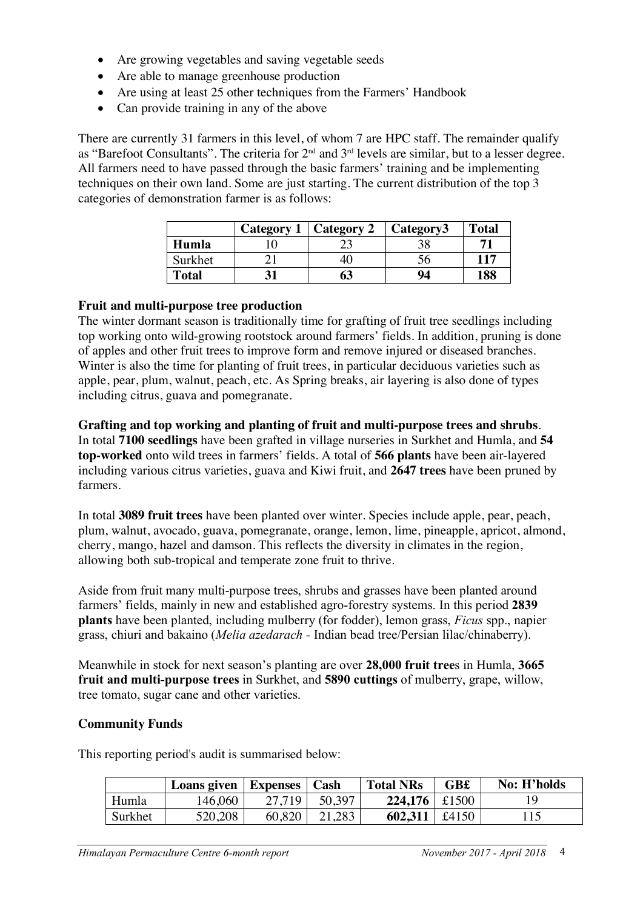- Are growing vegetables and saving vegetable seeds
- Are able to manage greenhouse production
- Are using at least 25 other techniques from the Farmers' Handbook
- Can provide training in any of the above

There are currently 31 farmers in this level, of whom 7 are HPC staff. The remainder qualify as "Barefoot Consultants". The criteria for 2nd and 3rd levels are similar, but to a lesser degree. All farmers need to have passed through the basic farmers' training and be implementing techniques on their own land. Some are just starting. The current distribution of the top 3 categories of demonstration farmer is as follows:

| | **Category 1** | **Category 2** | **Category3** | **Total** |
|---|---|---|---|---|
| **Humla** | 10 | 23 | 38 | **71** |
| Surkhet | 21 | 40 | 56 | **117** |
| **Total** | **31** | **63** | **94** | **188** |

**Fruit and multi-purpose tree production**

The winter dormant season is traditionally time for grafting of fruit tree seedlings including top working onto wild-growing rootstock around farmers' fields. In addition, pruning is done of apples and other fruit trees to improve form and remove injured or diseased branches. Winter is also the time for planting of fruit trees, in particular deciduous varieties such as apple, pear, plum, walnut, peach, etc. As Spring breaks, air layering is also done of types including citrus, guava and pomegranate.

**Grafting and top working and planting of fruit and multi-purpose trees and shrubs**.

In total **7100 seedlings** have been grafted in village nurseries in Surkhet and Humla, and **54 top-worked** onto wild trees in farmers' fields. A total of **566 plants** have been air-layered including various citrus varieties, guava and Kiwi fruit, and **2647 trees** have been pruned by farmers.

In total **3089 fruit trees** have been planted over winter. Species include apple, pear, peach, plum, walnut, avocado, guava, pomegranate, orange, lemon, lime, pineapple, apricot, almond, cherry, mango, hazel and damson. This reflects the diversity in climates in the region, allowing both sub-tropical and temperate zone fruit to thrive.

Aside from fruit many multi-purpose trees, shrubs and grasses have been planted around farmers' fields, mainly in new and established agro-forestry systems. In this period **2839 plants** have been planted, including mulberry (for fodder), lemon grass, *Ficus* spp., napier grass, chiuri and bakaino (*Melia azedarach* - Indian bead tree/Persian lilac/chinaberry).

Meanwhile in stock for next season's planting are over **28,000 fruit tree**s in Humla, **3665 fruit and multi-purpose trees** in Surkhet, and **5890 cuttings** of mulberry, grape, willow, tree tomato, sugar cane and other varieties.

**Community Funds**

This reporting period's audit is summarised below:

| | **Loans given** | **Expenses** | **Cash** | **Total NRs** | **GB£** | **No: H'holds** |
|---|---|---|---|---|---|---|
| Humla | 146,060 | 27,719 | 50,397 | **224,176** | £1500 | 19 |
| Surkhet | 520,208 | 60,820 | 21,283 | **602,311** | £4150 | 115 |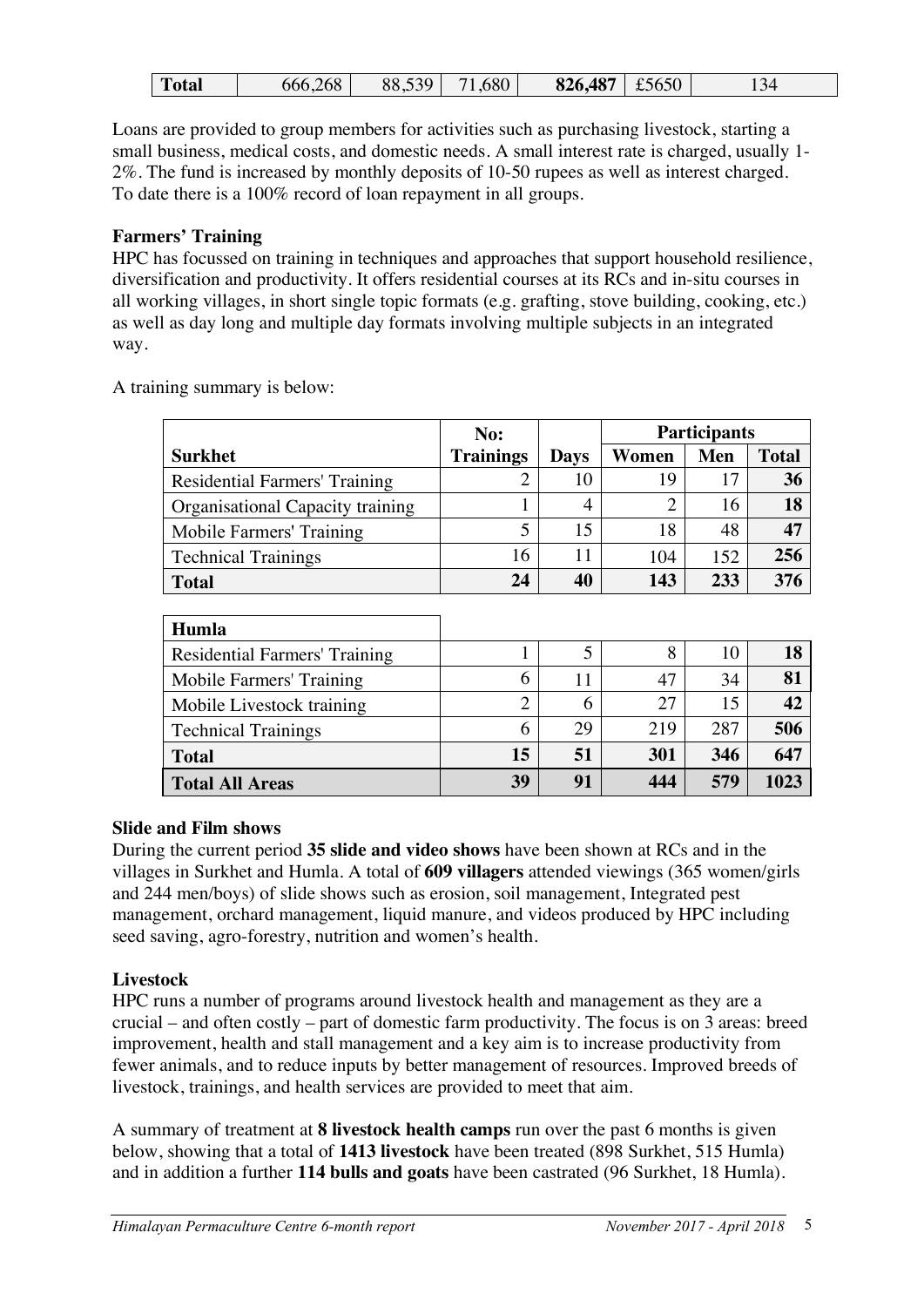| **Total** | 666,268 | 88,539 | 71,680 | **826,487** | £5650 | 134 |
|---|---|---|---|---|---|---|

Loans are provided to group members for activities such as purchasing livestock, starting a small business, medical costs, and domestic needs. A small interest rate is charged, usually 1-2%. The fund is increased by monthly deposits of 10-50 rupees as well as interest charged. To date there is a 100% record of loan repayment in all groups.

**Farmers' Training**

HPC has focussed on training in techniques and approaches that support household resilience, diversification and productivity. It offers residential courses at its RCs and in-situ courses in all working villages, in short single topic formats (e.g. grafting, stove building, cooking, etc.) as well as day long and multiple day formats involving multiple subjects in an integrated way.

A training summary is below:

| | No: | | Participants | | |
|---|---|---|---|---|---|
| **Surkhet** | **Trainings** | **Days** | **Women** | **Men** | **Total** |
| Residential Farmers' Training | 2 | 10 | 19 | 17 | **36** |
| Organisational Capacity training | 1 | 4 | 2 | 16 | **18** |
| Mobile Farmers' Training | 5 | 15 | 18 | 48 | **47** |
| Technical Trainings | 16 | 11 | 104 | 152 | **256** |
| **Total** | **24** | **40** | **143** | **233** | **376** |
| **Humla** | | | | | |
| Residential Farmers' Training | 1 | 5 | 8 | 10 | **18** |
| Mobile Farmers' Training | 6 | 11 | 47 | 34 | **81** |
| Mobile Livestock training | 2 | 6 | 27 | 15 | **42** |
| Technical Trainings | 6 | 29 | 219 | 287 | **506** |
| **Total** | **15** | **51** | **301** | **346** | **647** |
| **Total All Areas** | **39** | **91** | **444** | **579** | **1023** |

**Slide and Film shows**

During the current period **35 slide and video shows** have been shown at RCs and in the villages in Surkhet and Humla. A total of **609 villagers** attended viewings (365 women/girls and 244 men/boys) of slide shows such as erosion, soil management, Integrated pest management, orchard management, liquid manure, and videos produced by HPC including seed saving, agro-forestry, nutrition and women's health.

**Livestock**

HPC runs a number of programs around livestock health and management as they are a crucial – and often costly – part of domestic farm productivity. The focus is on 3 areas: breed improvement, health and stall management and a key aim is to increase productivity from fewer animals, and to reduce inputs by better management of resources. Improved breeds of livestock, trainings, and health services are provided to meet that aim.

A summary of treatment at **8 livestock health camps** run over the past 6 months is given below, showing that a total of **1413 livestock** have been treated (898 Surkhet, 515 Humla) and in addition a further **114 bulls and goats** have been castrated (96 Surkhet, 18 Humla).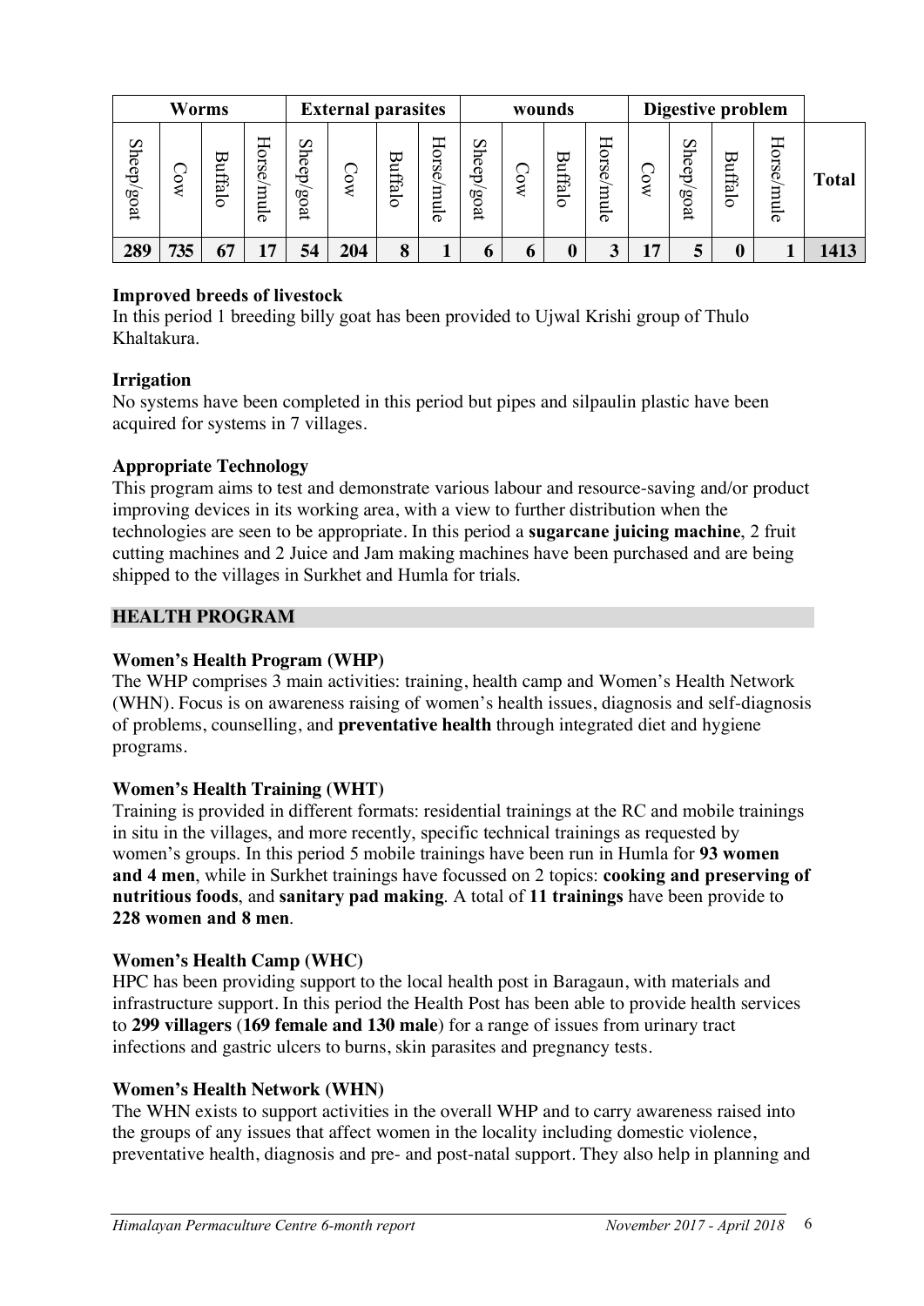| Worms | | | | External parasites | | | | wounds | | | | Digestive problem | | | | |
|---|---|---|---|---|---|---|---|---|---|---|---|---|---|---|---|---|
| Sheep/goat | Cow | Buffalo | Horse/mule | Sheep/goat | Cow | Buffalo | Horse/mule | Sheep/goat | Cow | Buffalo | Horse/mule | Cow | Sheep/goat | Buffalo | Horse/mule | **Total** |
| **289** | **735** | **67** | **17** | **54** | **204** | **8** | **1** | **6** | **6** | **0** | **3** | **17** | **5** | **0** | **1** | **1413** |

**Improved breeds of livestock**
In this period 1 breeding billy goat has been provided to Ujwal Krishi group of Thulo Khaltakura.

**Irrigation**
No systems have been completed in this period but pipes and silpaulin plastic have been acquired for systems in 7 villages.

**Appropriate Technology**
This program aims to test and demonstrate various labour and resource-saving and/or product improving devices in its working area, with a view to further distribution when the technologies are seen to be appropriate. In this period a **sugarcane juicing machine**, 2 fruit cutting machines and 2 Juice and Jam making machines have been purchased and are being shipped to the villages in Surkhet and Humla for trials.

## HEALTH PROGRAM

**Women's Health Program (WHP)**
The WHP comprises 3 main activities: training, health camp and Women's Health Network (WHN). Focus is on awareness raising of women's health issues, diagnosis and self-diagnosis of problems, counselling, and **preventative health** through integrated diet and hygiene programs.

**Women's Health Training (WHT)**
Training is provided in different formats: residential trainings at the RC and mobile trainings in situ in the villages, and more recently, specific technical trainings as requested by women's groups. In this period 5 mobile trainings have been run in Humla for **93 women and 4 men**, while in Surkhet trainings have focussed on 2 topics: **cooking and preserving of nutritious foods**, and **sanitary pad making**. A total of **11 trainings** have been provide to **228 women and 8 men**.

**Women's Health Camp (WHC)**
HPC has been providing support to the local health post in Baragaun, with materials and infrastructure support. In this period the Health Post has been able to provide health services to **299 villagers** (**169 female and 130 male**) for a range of issues from urinary tract infections and gastric ulcers to burns, skin parasites and pregnancy tests.

**Women's Health Network (WHN)**
The WHN exists to support activities in the overall WHP and to carry awareness raised into the groups of any issues that affect women in the locality including domestic violence, preventative health, diagnosis and pre- and post-natal support. They also help in planning and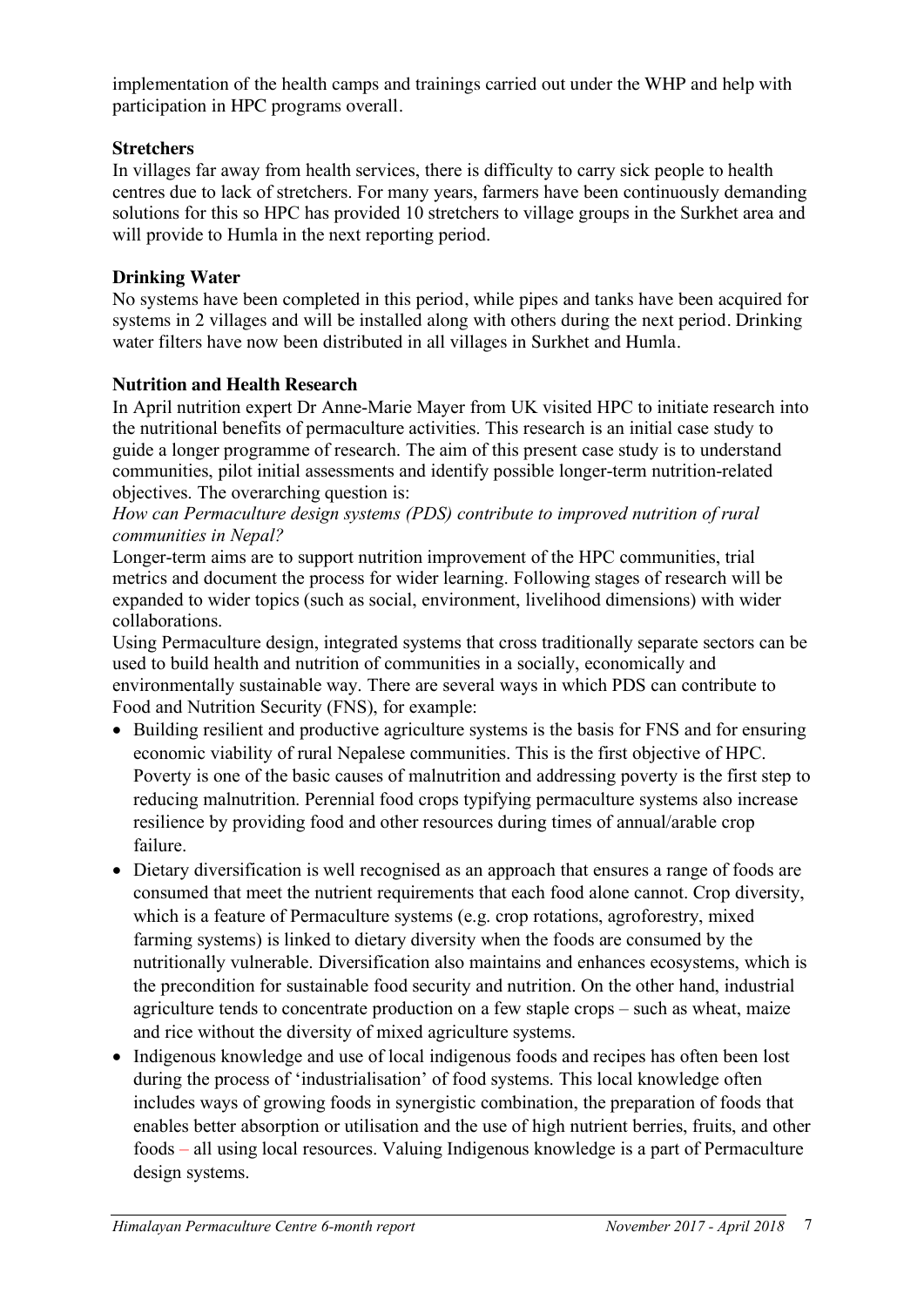implementation of the health camps and trainings carried out under the WHP and help with participation in HPC programs overall.

### Stretchers

In villages far away from health services, there is difficulty to carry sick people to health centres due to lack of stretchers. For many years, farmers have been continuously demanding solutions for this so HPC has provided 10 stretchers to village groups in the Surkhet area and will provide to Humla in the next reporting period.

### Drinking Water

No systems have been completed in this period, while pipes and tanks have been acquired for systems in 2 villages and will be installed along with others during the next period. Drinking water filters have now been distributed in all villages in Surkhet and Humla.

### Nutrition and Health Research

In April nutrition expert Dr Anne-Marie Mayer from UK visited HPC to initiate research into the nutritional benefits of permaculture activities. This research is an initial case study to guide a longer programme of research. The aim of this present case study is to understand communities, pilot initial assessments and identify possible longer-term nutrition-related objectives. The overarching question is:

*How can Permaculture design systems (PDS) contribute to improved nutrition of rural communities in Nepal?*

Longer-term aims are to support nutrition improvement of the HPC communities, trial metrics and document the process for wider learning. Following stages of research will be expanded to wider topics (such as social, environment, livelihood dimensions) with wider collaborations.

Using Permaculture design, integrated systems that cross traditionally separate sectors can be used to build health and nutrition of communities in a socially, economically and environmentally sustainable way. There are several ways in which PDS can contribute to Food and Nutrition Security (FNS), for example:

- Building resilient and productive agriculture systems is the basis for FNS and for ensuring economic viability of rural Nepalese communities. This is the first objective of HPC. Poverty is one of the basic causes of malnutrition and addressing poverty is the first step to reducing malnutrition. Perennial food crops typifying permaculture systems also increase resilience by providing food and other resources during times of annual/arable crop failure.
- Dietary diversification is well recognised as an approach that ensures a range of foods are consumed that meet the nutrient requirements that each food alone cannot. Crop diversity, which is a feature of Permaculture systems (e.g. crop rotations, agroforestry, mixed farming systems) is linked to dietary diversity when the foods are consumed by the nutritionally vulnerable. Diversification also maintains and enhances ecosystems, which is the precondition for sustainable food security and nutrition. On the other hand, industrial agriculture tends to concentrate production on a few staple crops – such as wheat, maize and rice without the diversity of mixed agriculture systems.
- Indigenous knowledge and use of local indigenous foods and recipes has often been lost during the process of 'industrialisation' of food systems. This local knowledge often includes ways of growing foods in synergistic combination, the preparation of foods that enables better absorption or utilisation and the use of high nutrient berries, fruits, and other foods – all using local resources. Valuing Indigenous knowledge is a part of Permaculture design systems.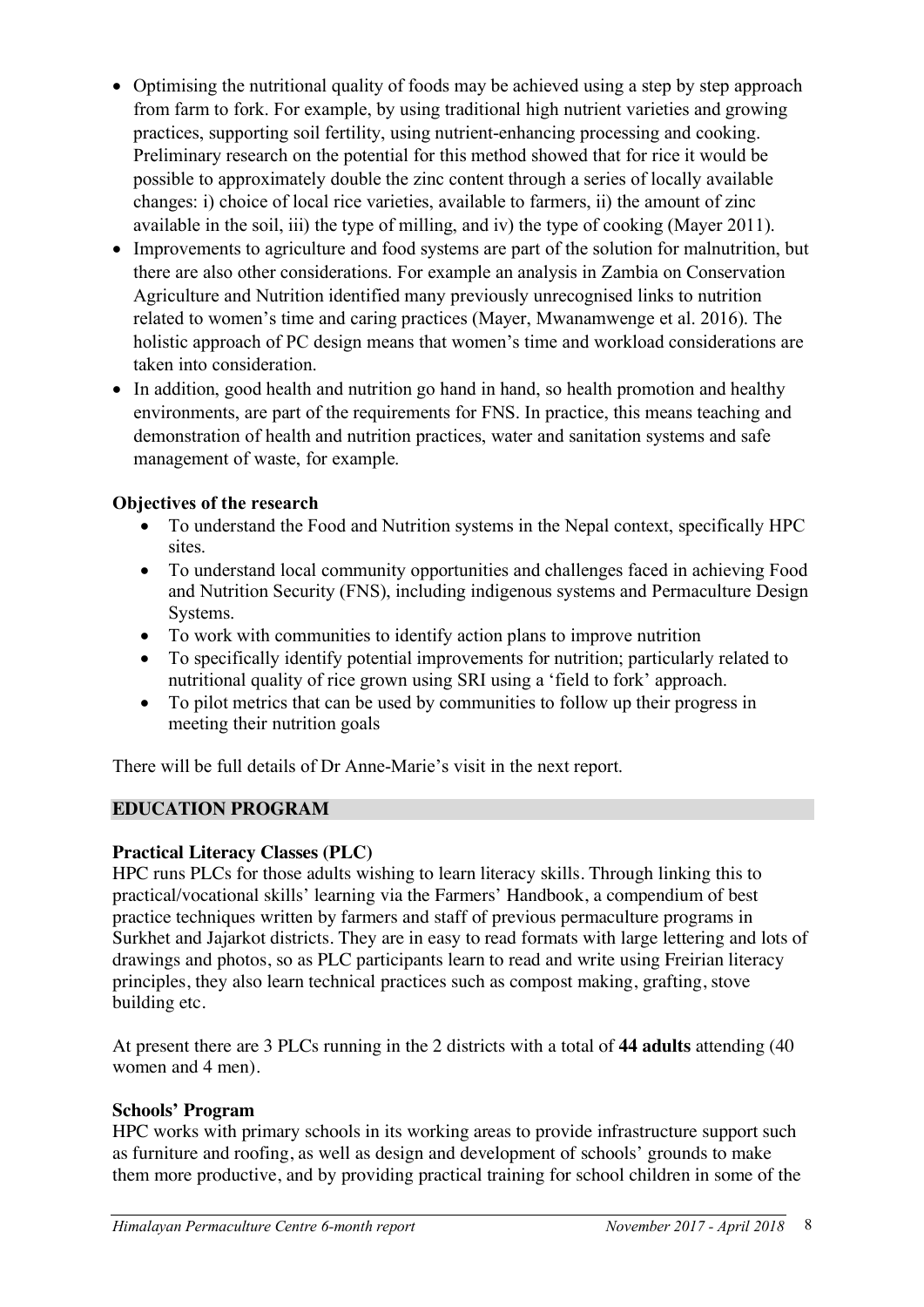- Optimising the nutritional quality of foods may be achieved using a step by step approach from farm to fork. For example, by using traditional high nutrient varieties and growing practices, supporting soil fertility, using nutrient-enhancing processing and cooking. Preliminary research on the potential for this method showed that for rice it would be possible to approximately double the zinc content through a series of locally available changes: i) choice of local rice varieties, available to farmers, ii) the amount of zinc available in the soil, iii) the type of milling, and iv) the type of cooking (Mayer 2011).
- Improvements to agriculture and food systems are part of the solution for malnutrition, but there are also other considerations. For example an analysis in Zambia on Conservation Agriculture and Nutrition identified many previously unrecognised links to nutrition related to women's time and caring practices (Mayer, Mwanamwenge et al. 2016). The holistic approach of PC design means that women's time and workload considerations are taken into consideration.
- In addition, good health and nutrition go hand in hand, so health promotion and healthy environments, are part of the requirements for FNS. In practice, this means teaching and demonstration of health and nutrition practices, water and sanitation systems and safe management of waste, for example.

**Objectives of the research**

- To understand the Food and Nutrition systems in the Nepal context, specifically HPC sites.
- To understand local community opportunities and challenges faced in achieving Food and Nutrition Security (FNS), including indigenous systems and Permaculture Design Systems.
- To work with communities to identify action plans to improve nutrition
- To specifically identify potential improvements for nutrition; particularly related to nutritional quality of rice grown using SRI using a 'field to fork' approach.
- To pilot metrics that can be used by communities to follow up their progress in meeting their nutrition goals

There will be full details of Dr Anne-Marie's visit in the next report.

## EDUCATION PROGRAM

**Practical Literacy Classes (PLC)**

HPC runs PLCs for those adults wishing to learn literacy skills. Through linking this to practical/vocational skills' learning via the Farmers' Handbook, a compendium of best practice techniques written by farmers and staff of previous permaculture programs in Surkhet and Jajarkot districts. They are in easy to read formats with large lettering and lots of drawings and photos, so as PLC participants learn to read and write using Freirian literacy principles, they also learn technical practices such as compost making, grafting, stove building etc.

At present there are 3 PLCs running in the 2 districts with a total of **44 adults** attending (40 women and 4 men).

**Schools' Program**

HPC works with primary schools in its working areas to provide infrastructure support such as furniture and roofing, as well as design and development of schools' grounds to make them more productive, and by providing practical training for school children in some of the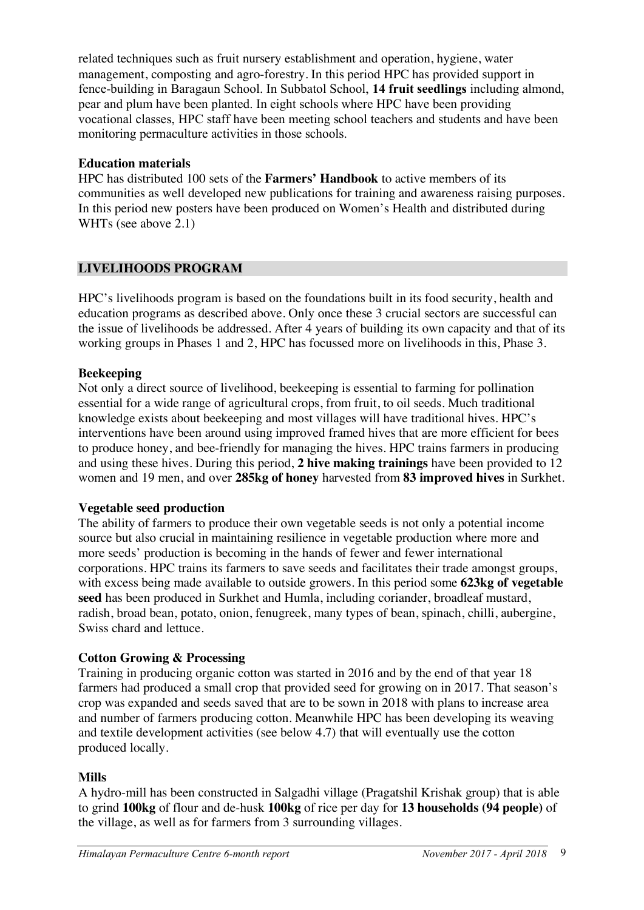related techniques such as fruit nursery establishment and operation, hygiene, water management, composting and agro-forestry. In this period HPC has provided support in fence-building in Baragaun School. In Subbatol School, **14 fruit seedlings** including almond, pear and plum have been planted. In eight schools where HPC have been providing vocational classes, HPC staff have been meeting school teachers and students and have been monitoring permaculture activities in those schools.

**Education materials**

HPC has distributed 100 sets of the **Farmers' Handbook** to active members of its communities as well developed new publications for training and awareness raising purposes. In this period new posters have been produced on Women's Health and distributed during WHTs (see above 2.1)

## LIVELIHOODS PROGRAM

HPC's livelihoods program is based on the foundations built in its food security, health and education programs as described above. Only once these 3 crucial sectors are successful can the issue of livelihoods be addressed. After 4 years of building its own capacity and that of its working groups in Phases 1 and 2, HPC has focussed more on livelihoods in this, Phase 3.

**Beekeeping**

Not only a direct source of livelihood, beekeeping is essential to farming for pollination essential for a wide range of agricultural crops, from fruit, to oil seeds. Much traditional knowledge exists about beekeeping and most villages will have traditional hives. HPC's interventions have been around using improved framed hives that are more efficient for bees to produce honey, and bee-friendly for managing the hives. HPC trains farmers in producing and using these hives. During this period, **2 hive making trainings** have been provided to 12 women and 19 men, and over **285kg of honey** harvested from **83 improved hives** in Surkhet.

**Vegetable seed production**

The ability of farmers to produce their own vegetable seeds is not only a potential income source but also crucial in maintaining resilience in vegetable production where more and more seeds' production is becoming in the hands of fewer and fewer international corporations. HPC trains its farmers to save seeds and facilitates their trade amongst groups, with excess being made available to outside growers. In this period some **623kg of vegetable seed** has been produced in Surkhet and Humla, including coriander, broadleaf mustard, radish, broad bean, potato, onion, fenugreek, many types of bean, spinach, chilli, aubergine, Swiss chard and lettuce.

**Cotton Growing & Processing**

Training in producing organic cotton was started in 2016 and by the end of that year 18 farmers had produced a small crop that provided seed for growing on in 2017. That season's crop was expanded and seeds saved that are to be sown in 2018 with plans to increase area and number of farmers producing cotton. Meanwhile HPC has been developing its weaving and textile development activities (see below 4.7) that will eventually use the cotton produced locally.

**Mills**

A hydro-mill has been constructed in Salgadhi village (Pragatshil Krishak group) that is able to grind **100kg** of flour and de-husk **100kg** of rice per day for **13 households (94 people)** of the village, as well as for farmers from 3 surrounding villages.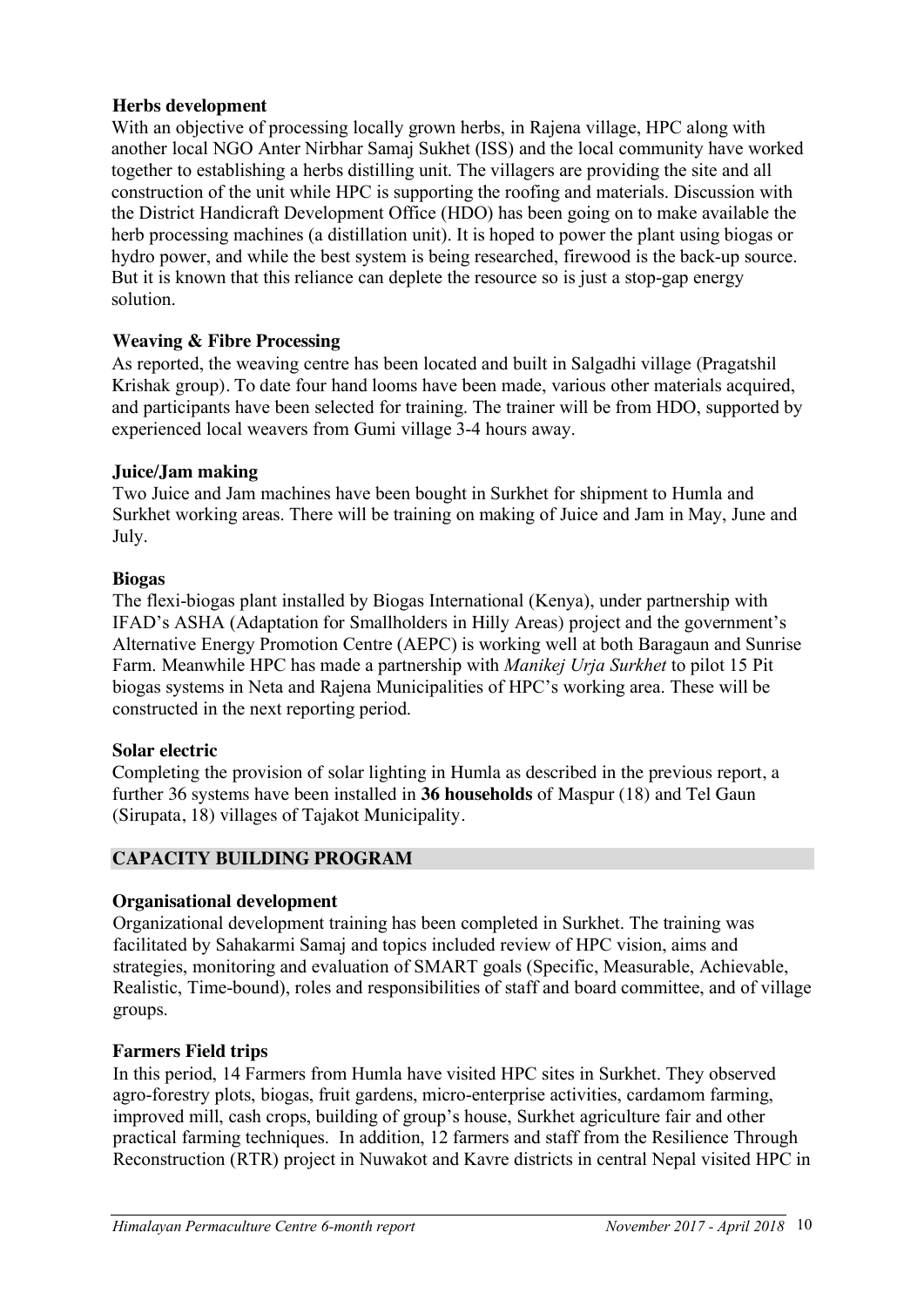### Herbs development

With an objective of processing locally grown herbs, in Rajena village, HPC along with another local NGO Anter Nirbhar Samaj Sukhet (ISS) and the local community have worked together to establishing a herbs distilling unit. The villagers are providing the site and all construction of the unit while HPC is supporting the roofing and materials. Discussion with the District Handicraft Development Office (HDO) has been going on to make available the herb processing machines (a distillation unit). It is hoped to power the plant using biogas or hydro power, and while the best system is being researched, firewood is the back-up source. But it is known that this reliance can deplete the resource so is just a stop-gap energy solution.

### Weaving & Fibre Processing

As reported, the weaving centre has been located and built in Salgadhi village (Pragatshil Krishak group). To date four hand looms have been made, various other materials acquired, and participants have been selected for training. The trainer will be from HDO, supported by experienced local weavers from Gumi village 3-4 hours away.

### Juice/Jam making

Two Juice and Jam machines have been bought in Surkhet for shipment to Humla and Surkhet working areas. There will be training on making of Juice and Jam in May, June and July.

### Biogas

The flexi-biogas plant installed by Biogas International (Kenya), under partnership with IFAD's ASHA (Adaptation for Smallholders in Hilly Areas) project and the government's Alternative Energy Promotion Centre (AEPC) is working well at both Baragaun and Sunrise Farm. Meanwhile HPC has made a partnership with *Manikej Urja Surkhet* to pilot 15 Pit biogas systems in Neta and Rajena Municipalities of HPC's working area. These will be constructed in the next reporting period.

### Solar electric

Completing the provision of solar lighting in Humla as described in the previous report, a further 36 systems have been installed in **36 households** of Maspur (18) and Tel Gaun (Sirupata, 18) villages of Tajakot Municipality.

## CAPACITY BUILDING PROGRAM

### Organisational development

Organizational development training has been completed in Surkhet. The training was facilitated by Sahakarmi Samaj and topics included review of HPC vision, aims and strategies, monitoring and evaluation of SMART goals (Specific, Measurable, Achievable, Realistic, Time-bound), roles and responsibilities of staff and board committee, and of village groups.

### Farmers Field trips

In this period, 14 Farmers from Humla have visited HPC sites in Surkhet. They observed agro-forestry plots, biogas, fruit gardens, micro-enterprise activities, cardamom farming, improved mill, cash crops, building of group's house, Surkhet agriculture fair and other practical farming techniques. In addition, 12 farmers and staff from the Resilience Through Reconstruction (RTR) project in Nuwakot and Kavre districts in central Nepal visited HPC in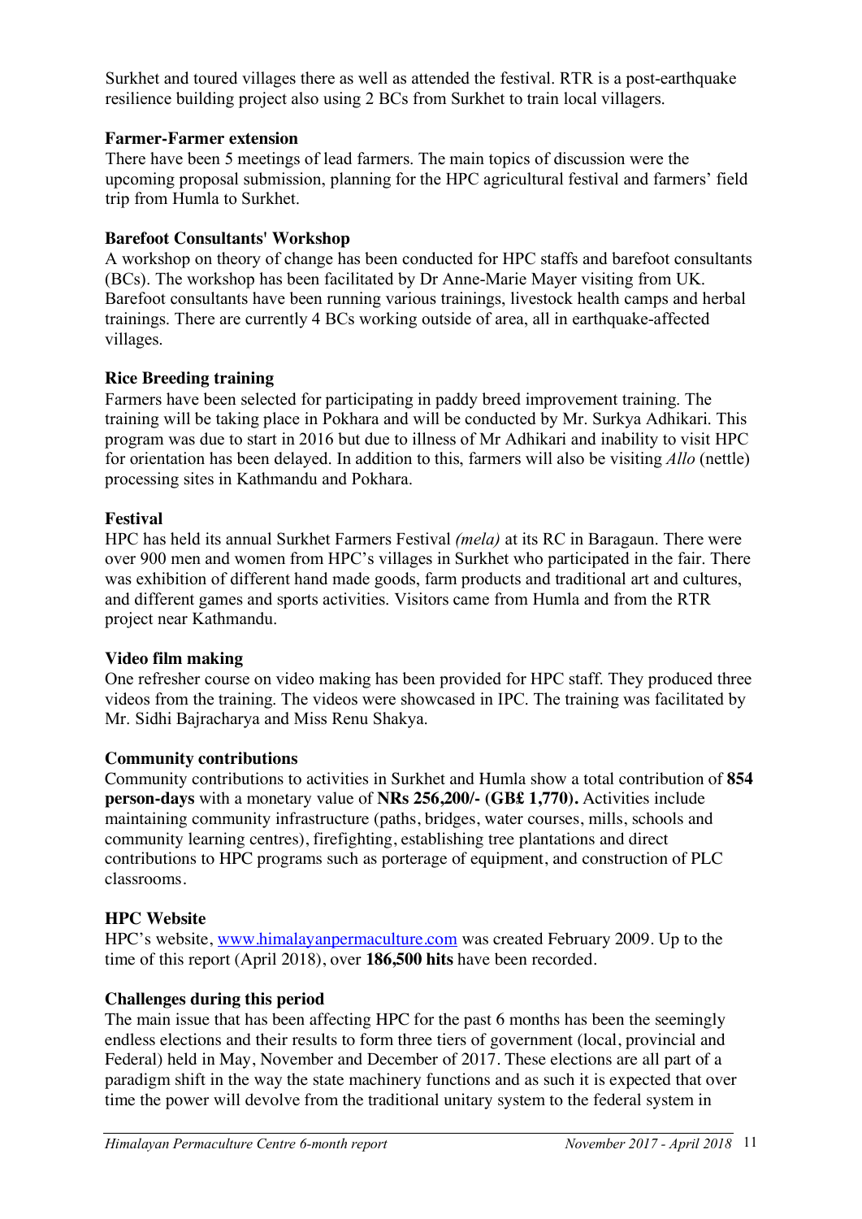Surkhet and toured villages there as well as attended the festival. RTR is a post-earthquake resilience building project also using 2 BCs from Surkhet to train local villagers.

### Farmer-Farmer extension

There have been 5 meetings of lead farmers. The main topics of discussion were the upcoming proposal submission, planning for the HPC agricultural festival and farmers' field trip from Humla to Surkhet.

### Barefoot Consultants' Workshop

A workshop on theory of change has been conducted for HPC staffs and barefoot consultants (BCs). The workshop has been facilitated by Dr Anne-Marie Mayer visiting from UK. Barefoot consultants have been running various trainings, livestock health camps and herbal trainings. There are currently 4 BCs working outside of area, all in earthquake-affected villages.

### Rice Breeding training

Farmers have been selected for participating in paddy breed improvement training. The training will be taking place in Pokhara and will be conducted by Mr. Surkya Adhikari. This program was due to start in 2016 but due to illness of Mr Adhikari and inability to visit HPC for orientation has been delayed. In addition to this, farmers will also be visiting *Allo* (nettle) processing sites in Kathmandu and Pokhara.

### Festival

HPC has held its annual Surkhet Farmers Festival *(mela)* at its RC in Baragaun. There were over 900 men and women from HPC's villages in Surkhet who participated in the fair. There was exhibition of different hand made goods, farm products and traditional art and cultures, and different games and sports activities. Visitors came from Humla and from the RTR project near Kathmandu.

### Video film making

One refresher course on video making has been provided for HPC staff. They produced three videos from the training. The videos were showcased in IPC. The training was facilitated by Mr. Sidhi Bajracharya and Miss Renu Shakya.

### Community contributions

Community contributions to activities in Surkhet and Humla show a total contribution of **854 person-days** with a monetary value of **NRs 256,200/- (GB£ 1,770).** Activities include maintaining community infrastructure (paths, bridges, water courses, mills, schools and community learning centres), firefighting, establishing tree plantations and direct contributions to HPC programs such as porterage of equipment, and construction of PLC classrooms.

### HPC Website

HPC's website, [www.himalayanpermaculture.com](http://www.himalayanpermaculture.com) was created February 2009. Up to the time of this report (April 2018), over **186,500 hits** have been recorded.

### Challenges during this period

The main issue that has been affecting HPC for the past 6 months has been the seemingly endless elections and their results to form three tiers of government (local, provincial and Federal) held in May, November and December of 2017. These elections are all part of a paradigm shift in the way the state machinery functions and as such it is expected that over time the power will devolve from the traditional unitary system to the federal system in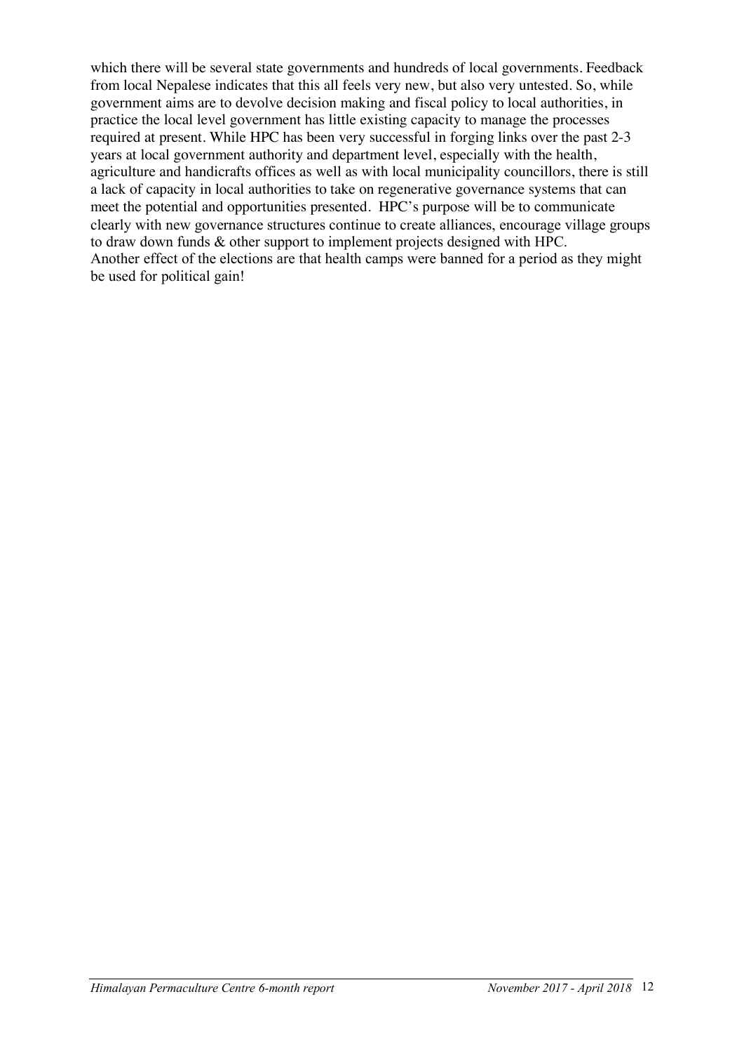which there will be several state governments and hundreds of local governments. Feedback from local Nepalese indicates that this all feels very new, but also very untested. So, while government aims are to devolve decision making and fiscal policy to local authorities, in practice the local level government has little existing capacity to manage the processes required at present. While HPC has been very successful in forging links over the past 2-3 years at local government authority and department level, especially with the health, agriculture and handicrafts offices as well as with local municipality councillors, there is still a lack of capacity in local authorities to take on regenerative governance systems that can meet the potential and opportunities presented. HPC's purpose will be to communicate clearly with new governance structures continue to create alliances, encourage village groups to draw down funds & other support to implement projects designed with HPC.
Another effect of the elections are that health camps were banned for a period as they might be used for political gain!